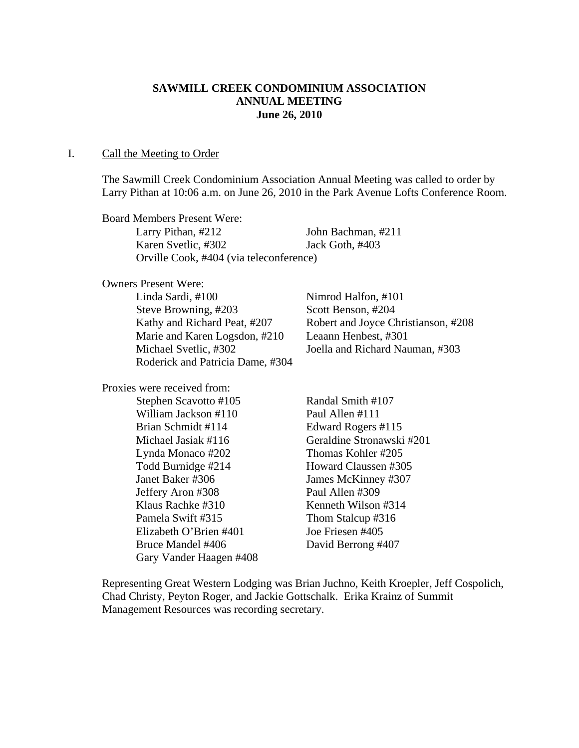# SAWMILL CREEK CONDOMINIUM ASSOCIATION
## ANNUAL MEETING
## June 26, 2010

I. Call the Meeting to Order

The Sawmill Creek Condominium Association Annual Meeting was called to order by Larry Pithan at 10:06 a.m. on June 26, 2010 in the Park Avenue Lofts Conference Room.

Board Members Present Were:

- Larry Pithan, #212
- John Bachman, #211
- Karen Svetlic, #302
- Jack Goth, #403
- Orville Cook, #404 (via teleconference)

Owners Present Were:

- Linda Sardi, #100
- Nimrod Halfon, #101
- Steve Browning, #203
- Scott Benson, #204
- Kathy and Richard Peat, #207
- Robert and Joyce Christianson, #208
- Marie and Karen Logsdon, #210
- Leaann Henbest, #301
- Michael Svetlic, #302
- Joella and Richard Nauman, #303
- Roderick and Patricia Dame, #304

Proxies were received from:

- Stephen Scavotto #105
- Randal Smith #107
- William Jackson #110
- Paul Allen #111
- Brian Schmidt #114
- Edward Rogers #115
- Michael Jasiak #116
- Geraldine Stronawski #201
- Lynda Monaco #202
- Thomas Kohler #205
- Todd Burnidge #214
- Howard Claussen #305
- Janet Baker #306
- James McKinney #307
- Jeffery Aron #308
- Paul Allen #309
- Klaus Rachke #310
- Kenneth Wilson #314
- Pamela Swift #315
- Thom Stalcup #316
- Elizabeth O'Brien #401
- Joe Friesen #405
- Bruce Mandel #406
- David Berrong #407
- Gary Vander Haagen #408

Representing Great Western Lodging was Brian Juchno, Keith Kroepler, Jeff Cospolich, Chad Christy, Peyton Roger, and Jackie Gottschalk. Erika Krainz of Summit Management Resources was recording secretary.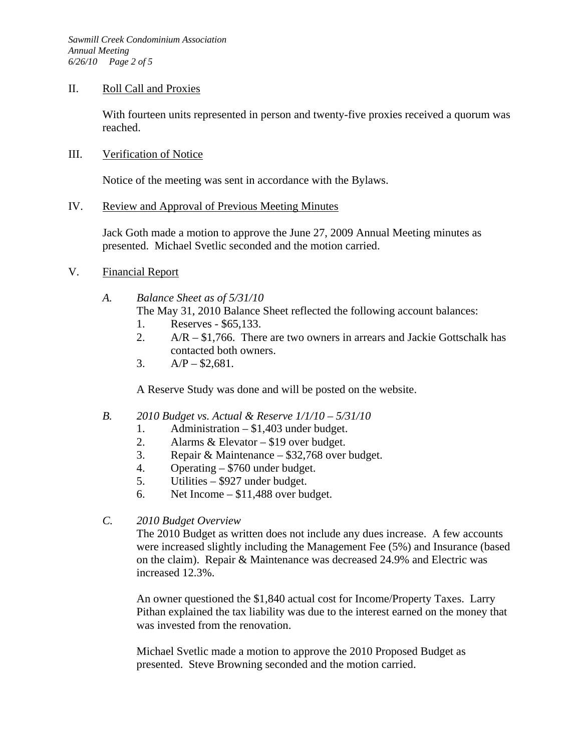## II. Roll Call and Proxies

With fourteen units represented in person and twenty-five proxies received a quorum was reached.

## III. Verification of Notice

Notice of the meeting was sent in accordance with the Bylaws.

## IV. Review and Approval of Previous Meeting Minutes

Jack Goth made a motion to approve the June 27, 2009 Annual Meeting minutes as presented. Michael Svetlic seconded and the motion carried.

## V. Financial Report

### *A. Balance Sheet as of 5/31/10*

The May 31, 2010 Balance Sheet reflected the following account balances:

1. Reserves - $65,133.
2. A/R – $1,766. There are two owners in arrears and Jackie Gottschalk has contacted both owners.
3. A/P – $2,681.

A Reserve Study was done and will be posted on the website.

### *B. 2010 Budget vs. Actual & Reserve 1/1/10 – 5/31/10*

1. Administration – $1,403 under budget.
2. Alarms & Elevator – $19 over budget.
3. Repair & Maintenance – $32,768 over budget.
4. Operating – $760 under budget.
5. Utilities – $927 under budget.
6. Net Income – $11,488 over budget.

### *C. 2010 Budget Overview*

The 2010 Budget as written does not include any dues increase. A few accounts were increased slightly including the Management Fee (5%) and Insurance (based on the claim). Repair & Maintenance was decreased 24.9% and Electric was increased 12.3%.

An owner questioned the $1,840 actual cost for Income/Property Taxes. Larry Pithan explained the tax liability was due to the interest earned on the money that was invested from the renovation.

Michael Svetlic made a motion to approve the 2010 Proposed Budget as presented. Steve Browning seconded and the motion carried.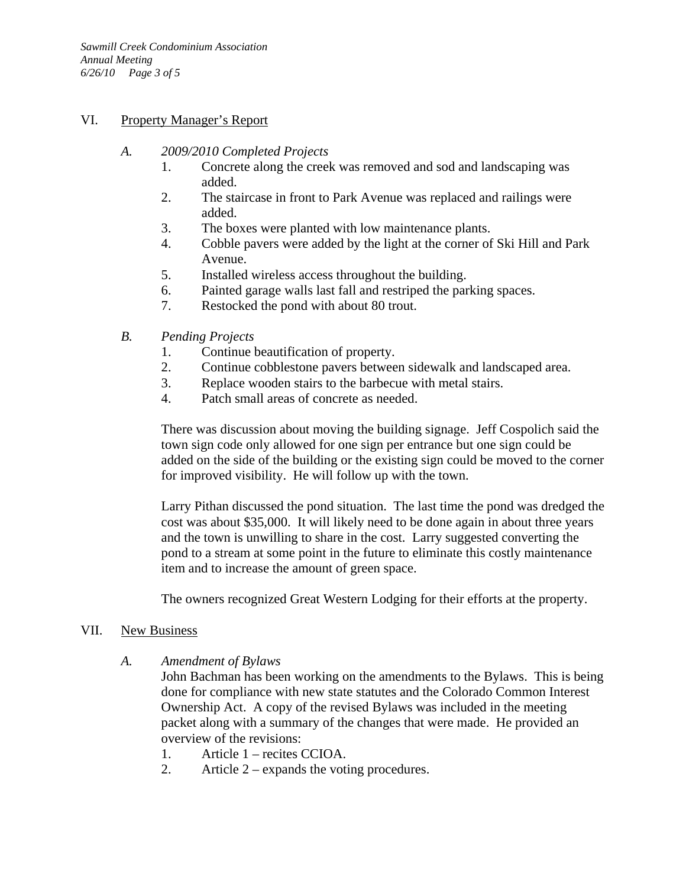## VI. Property Manager's Report

### *A. 2009/2010 Completed Projects*

1. Concrete along the creek was removed and sod and landscaping was added.
2. The staircase in front to Park Avenue was replaced and railings were added.
3. The boxes were planted with low maintenance plants.
4. Cobble pavers were added by the light at the corner of Ski Hill and Park Avenue.
5. Installed wireless access throughout the building.
6. Painted garage walls last fall and restriped the parking spaces.
7. Restocked the pond with about 80 trout.

### *B. Pending Projects*

1. Continue beautification of property.
2. Continue cobblestone pavers between sidewalk and landscaped area.
3. Replace wooden stairs to the barbecue with metal stairs.
4. Patch small areas of concrete as needed.

There was discussion about moving the building signage. Jeff Cospolich said the town sign code only allowed for one sign per entrance but one sign could be added on the side of the building or the existing sign could be moved to the corner for improved visibility. He will follow up with the town.

Larry Pithan discussed the pond situation. The last time the pond was dredged the cost was about $35,000. It will likely need to be done again in about three years and the town is unwilling to share in the cost. Larry suggested converting the pond to a stream at some point in the future to eliminate this costly maintenance item and to increase the amount of green space.

The owners recognized Great Western Lodging for their efforts at the property.

## VII. New Business

### *A. Amendment of Bylaws*

John Bachman has been working on the amendments to the Bylaws. This is being done for compliance with new state statutes and the Colorado Common Interest Ownership Act. A copy of the revised Bylaws was included in the meeting packet along with a summary of the changes that were made. He provided an overview of the revisions:

1. Article 1 – recites CCIOA.
2. Article 2 – expands the voting procedures.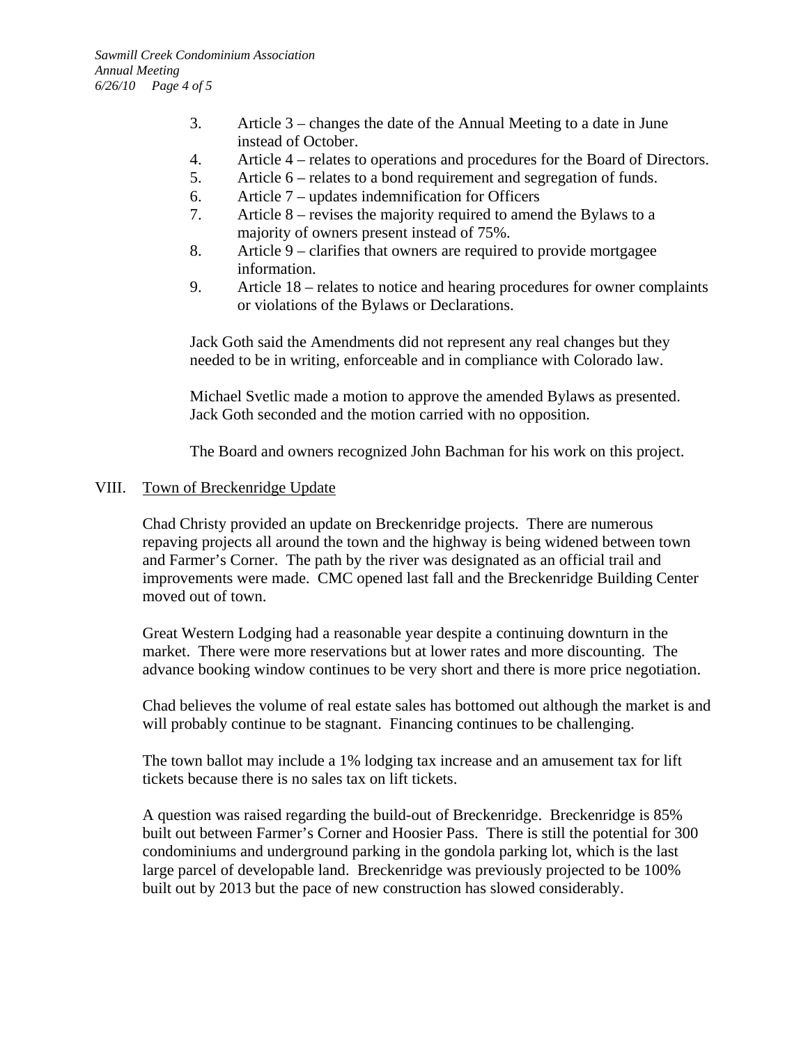3. Article 3 – changes the date of the Annual Meeting to a date in June instead of October.
4. Article 4 – relates to operations and procedures for the Board of Directors.
5. Article 6 – relates to a bond requirement and segregation of funds.
6. Article 7 – updates indemnification for Officers
7. Article 8 – revises the majority required to amend the Bylaws to a majority of owners present instead of 75%.
8. Article 9 – clarifies that owners are required to provide mortgagee information.
9. Article 18 – relates to notice and hearing procedures for owner complaints or violations of the Bylaws or Declarations.

Jack Goth said the Amendments did not represent any real changes but they needed to be in writing, enforceable and in compliance with Colorado law.

Michael Svetlic made a motion to approve the amended Bylaws as presented. Jack Goth seconded and the motion carried with no opposition.

The Board and owners recognized John Bachman for his work on this project.

## VIII. Town of Breckenridge Update

Chad Christy provided an update on Breckenridge projects. There are numerous repaving projects all around the town and the highway is being widened between town and Farmer's Corner. The path by the river was designated as an official trail and improvements were made. CMC opened last fall and the Breckenridge Building Center moved out of town.

Great Western Lodging had a reasonable year despite a continuing downturn in the market. There were more reservations but at lower rates and more discounting. The advance booking window continues to be very short and there is more price negotiation.

Chad believes the volume of real estate sales has bottomed out although the market is and will probably continue to be stagnant. Financing continues to be challenging.

The town ballot may include a 1% lodging tax increase and an amusement tax for lift tickets because there is no sales tax on lift tickets.

A question was raised regarding the build-out of Breckenridge. Breckenridge is 85% built out between Farmer's Corner and Hoosier Pass. There is still the potential for 300 condominiums and underground parking in the gondola parking lot, which is the last large parcel of developable land. Breckenridge was previously projected to be 100% built out by 2013 but the pace of new construction has slowed considerably.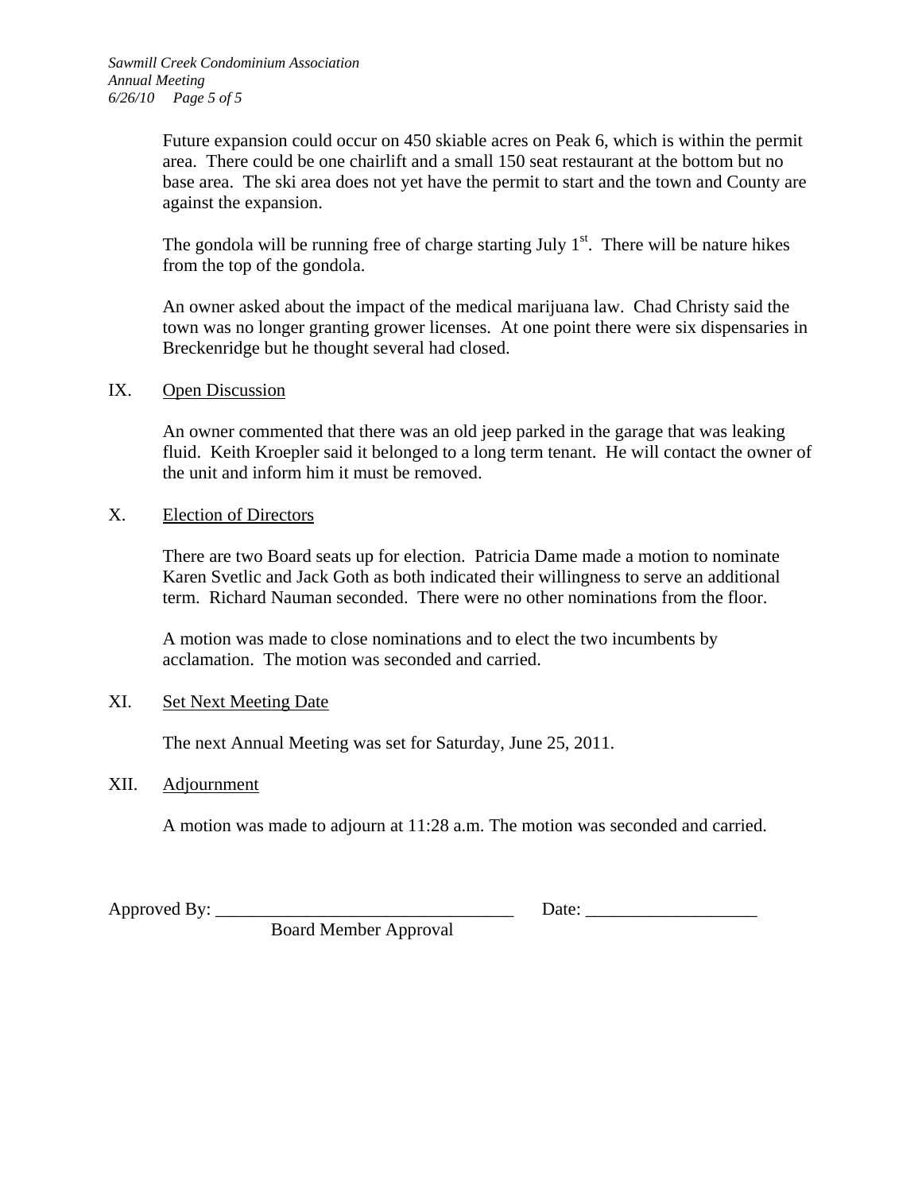Future expansion could occur on 450 skiable acres on Peak 6, which is within the permit area. There could be one chairlift and a small 150 seat restaurant at the bottom but no base area. The ski area does not yet have the permit to start and the town and County are against the expansion.

The gondola will be running free of charge starting July 1st. There will be nature hikes from the top of the gondola.

An owner asked about the impact of the medical marijuana law. Chad Christy said the town was no longer granting grower licenses. At one point there were six dispensaries in Breckenridge but he thought several had closed.

## IX. Open Discussion

An owner commented that there was an old jeep parked in the garage that was leaking fluid. Keith Kroepler said it belonged to a long term tenant. He will contact the owner of the unit and inform him it must be removed.

## X. Election of Directors

There are two Board seats up for election. Patricia Dame made a motion to nominate Karen Svetlic and Jack Goth as both indicated their willingness to serve an additional term. Richard Nauman seconded. There were no other nominations from the floor.

A motion was made to close nominations and to elect the two incumbents by acclamation. The motion was seconded and carried.

## XI. Set Next Meeting Date

The next Annual Meeting was set for Saturday, June 25, 2011.

## XII. Adjournment

A motion was made to adjourn at 11:28 a.m. The motion was seconded and carried.

Approved By: _________________________________ Date: ___________________

Board Member Approval